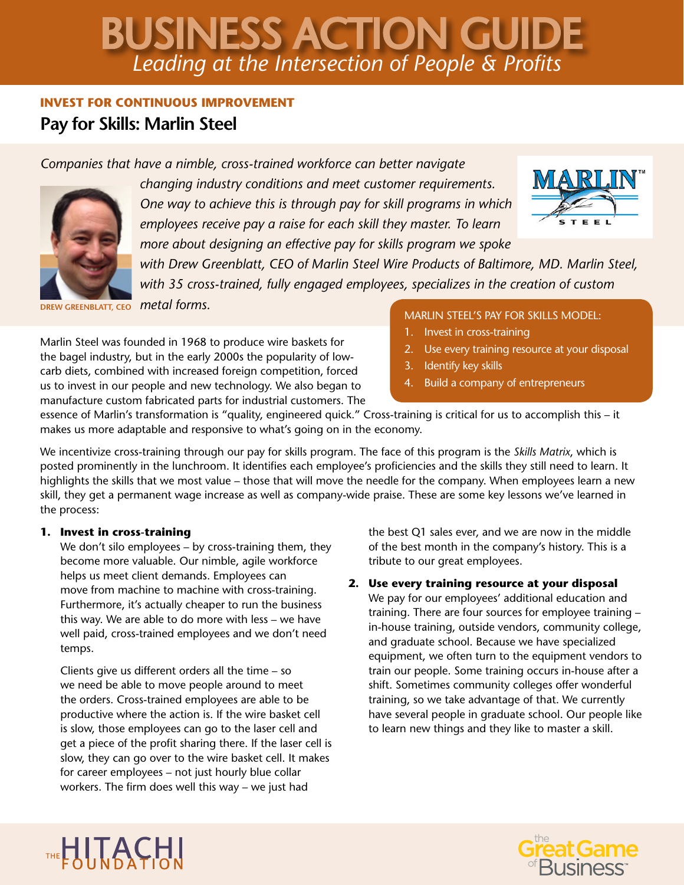# BUSINESS ACTION GUIDE

*Leading at the Intersection of People & Profits*

**INVEST FOR CONTINUOUS IMPROVEMENT**

## Pay for Skills: Marlin Steel

*Companies that have a nimble, cross-trained workforce can better navigate changing industry conditions and meet customer requirements. One way to achieve this is through pay for skill programs in which employees receive pay a raise for each skill they master. To learn more about designing an effective pay for skills program we spoke with Drew Greenblatt, CEO of Marlin Steel Wire Products of Baltimore, MD. Marlin Steel, with 35 cross-trained, fully engaged employees, specializes in the creation of custom metal forms.*

DREW GREENBLATT, CEO

MARLIN STEEL'S PAY FOR SKILLS MODEL:

1. Invest in cross-training
2. Use every training resource at your disposal
3. Identify key skills
4. Build a company of entrepreneurs

Marlin Steel was founded in 1968 to produce wire baskets for the bagel industry, but in the early 2000s the popularity of low-carb diets, combined with increased foreign competition, forced us to invest in our people and new technology. We also began to manufacture custom fabricated parts for industrial customers. The essence of Marlin's transformation is "quality, engineered quick." Cross-training is critical for us to accomplish this – it makes us more adaptable and responsive to what's going on in the economy.

We incentivize cross-training through our pay for skills program. The face of this program is the *Skills Matrix*, which is posted prominently in the lunchroom. It identifies each employee's proficiencies and the skills they still need to learn. It highlights the skills that we most value – those that will move the needle for the company. When employees learn a new skill, they get a permanent wage increase as well as company-wide praise. These are some key lessons we've learned in the process:

1. **Invest in cross-training**
   We don't silo employees – by cross-training them, they become more valuable. Our nimble, agile workforce helps us meet client demands. Employees can move from machine to machine with cross-training. Furthermore, it's actually cheaper to run the business this way. We are able to do more with less – we have well paid, cross-trained employees and we don't need temps.

   Clients give us different orders all the time – so we need be able to move people around to meet the orders. Cross-trained employees are able to be productive where the action is. If the wire basket cell is slow, those employees can go to the laser cell and get a piece of the profit sharing there. If the laser cell is slow, they can go over to the wire basket cell. It makes for career employees – not just hourly blue collar workers. The firm does well this way – we just had the best Q1 sales ever, and we are now in the middle of the best month in the company's history. This is a tribute to our great employees.

2. **Use every training resource at your disposal**
   We pay for our employees' additional education and training. There are four sources for employee training – in-house training, outside vendors, community college, and graduate school. Because we have specialized equipment, we often turn to the equipment vendors to train our people. Some training occurs in-house after a shift. Sometimes community colleges offer wonderful training, so we take advantage of that. We currently have several people in graduate school. Our people like to learn new things and they like to master a skill.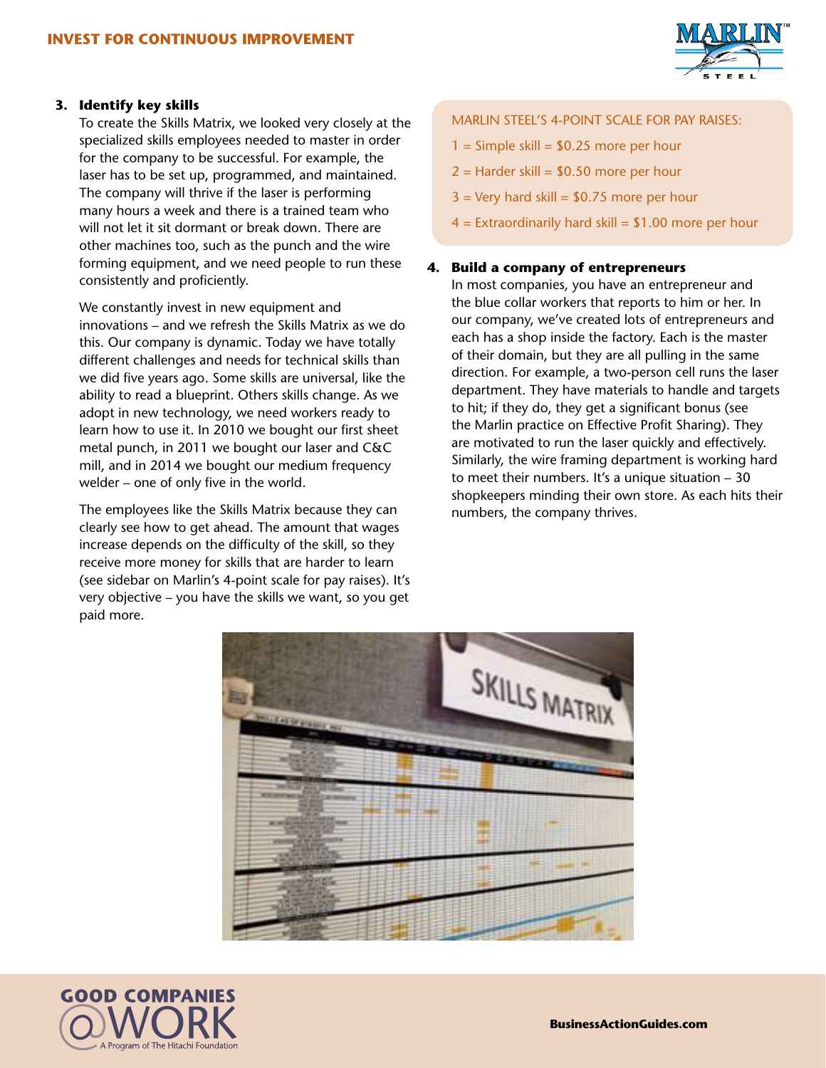### 3. Identify key skills

To create the Skills Matrix, we looked very closely at the specialized skills employees needed to master in order for the company to be successful. For example, the laser has to be set up, programmed, and maintained. The company will thrive if the laser is performing many hours a week and there is a trained team who will not let it sit dormant or break down. There are other machines too, such as the punch and the wire forming equipment, and we need people to run these consistently and proficiently.

We constantly invest in new equipment and innovations – and we refresh the Skills Matrix as we do this. Our company is dynamic. Today we have totally different challenges and needs for technical skills than we did five years ago. Some skills are universal, like the ability to read a blueprint. Others skills change. As we adopt in new technology, we need workers ready to learn how to use it. In 2010 we bought our first sheet metal punch, in 2011 we bought our laser and C&C mill, and in 2014 we bought our medium frequency welder – one of only five in the world.

The employees like the Skills Matrix because they can clearly see how to get ahead. The amount that wages increase depends on the difficulty of the skill, so they receive more money for skills that are harder to learn (see sidebar on Marlin's 4-point scale for pay raises). It's very objective – you have the skills we want, so you get paid more.

MARLIN STEEL'S 4-POINT SCALE FOR PAY RAISES:

1 = Simple skill = $0.25 more per hour

2 = Harder skill = $0.50 more per hour

3 = Very hard skill = $0.75 more per hour

4 = Extraordinarily hard skill = $1.00 more per hour

### 4. Build a company of entrepreneurs

In most companies, you have an entrepreneur and the blue collar workers that reports to him or her. In our company, we've created lots of entrepreneurs and each has a shop inside the factory. Each is the master of their domain, but they are all pulling in the same direction. For example, a two-person cell runs the laser department. They have materials to handle and targets to hit; if they do, they get a significant bonus (see the Marlin practice on Effective Profit Sharing). They are motivated to run the laser quickly and effectively. Similarly, the wire framing department is working hard to meet their numbers. It's a unique situation – 30 shopkeepers minding their own store. As each hits their numbers, the company thrives.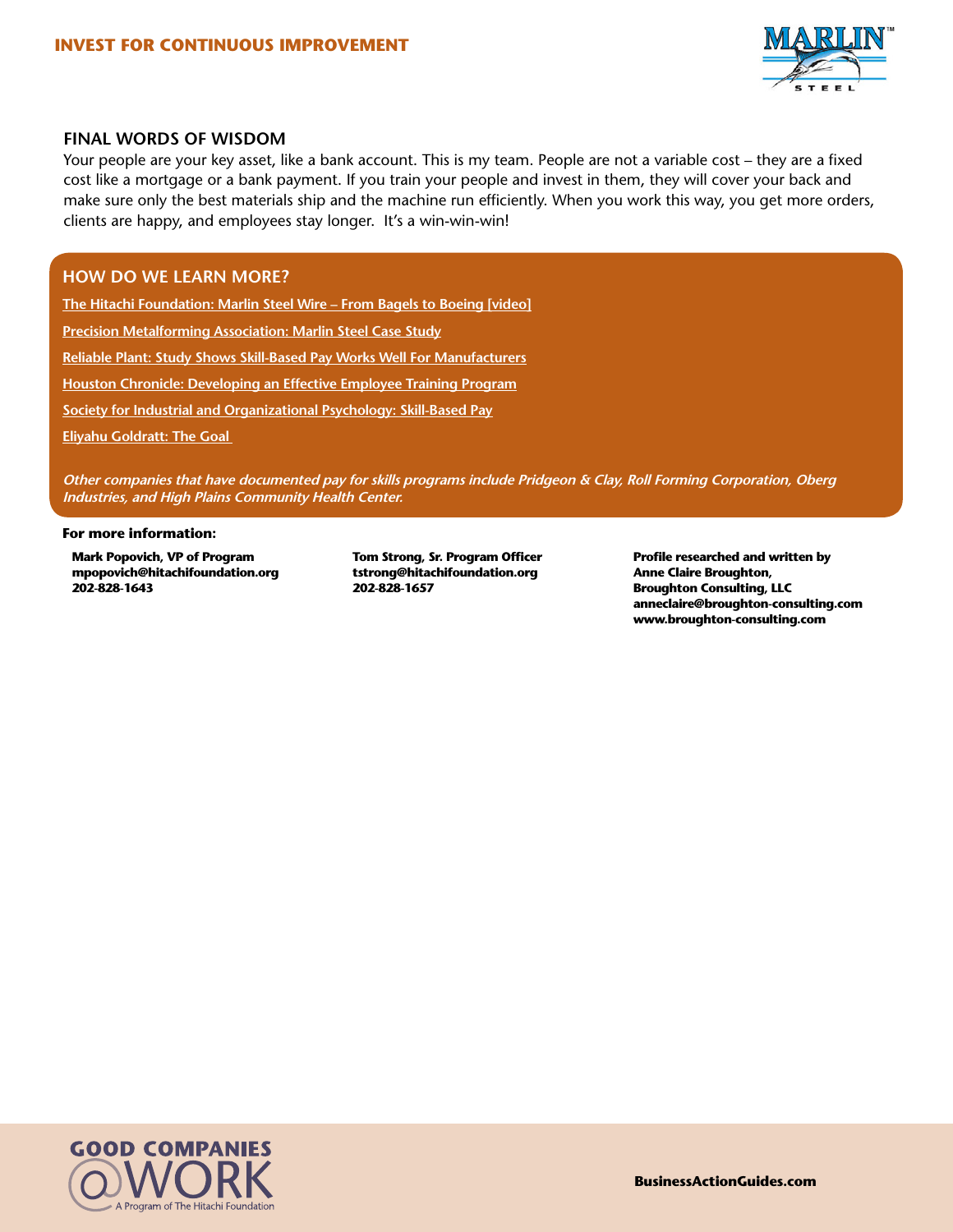## FINAL WORDS OF WISDOM

Your people are your key asset, like a bank account. This is my team. People are not a variable cost – they are a fixed cost like a mortgage or a bank payment. If you train your people and invest in them, they will cover your back and make sure only the best materials ship and the machine run efficiently. When you work this way, you get more orders, clients are happy, and employees stay longer. It's a win-win-win!

## HOW DO WE LEARN MORE?

The Hitachi Foundation: Marlin Steel Wire – From Bagels to Boeing [video]

Precision Metalforming Association: Marlin Steel Case Study

Reliable Plant: Study Shows Skill-Based Pay Works Well For Manufacturers

Houston Chronicle: Developing an Effective Employee Training Program

Society for Industrial and Organizational Psychology: Skill-Based Pay

Eliyahu Goldratt: The Goal

*Other companies that have documented pay for skills programs include Pridgeon & Clay, Roll Forming Corporation, Oberg Industries, and High Plains Community Health Center.*

**For more information:**

**Mark Popovich, VP of Program**
**mpopovich@hitachifoundation.org**
**202-828-1643**

**Tom Strong, Sr. Program Officer**
**tstrong@hitachifoundation.org**
**202-828-1657**

**Profile researched and written by**
**Anne Claire Broughton,**
**Broughton Consulting, LLC**
**anneclaire@broughton-consulting.com**
**www.broughton-consulting.com**

GOOD COMPANIES @WORK
A Program of The Hitachi Foundation

**BusinessActionGuides.com**